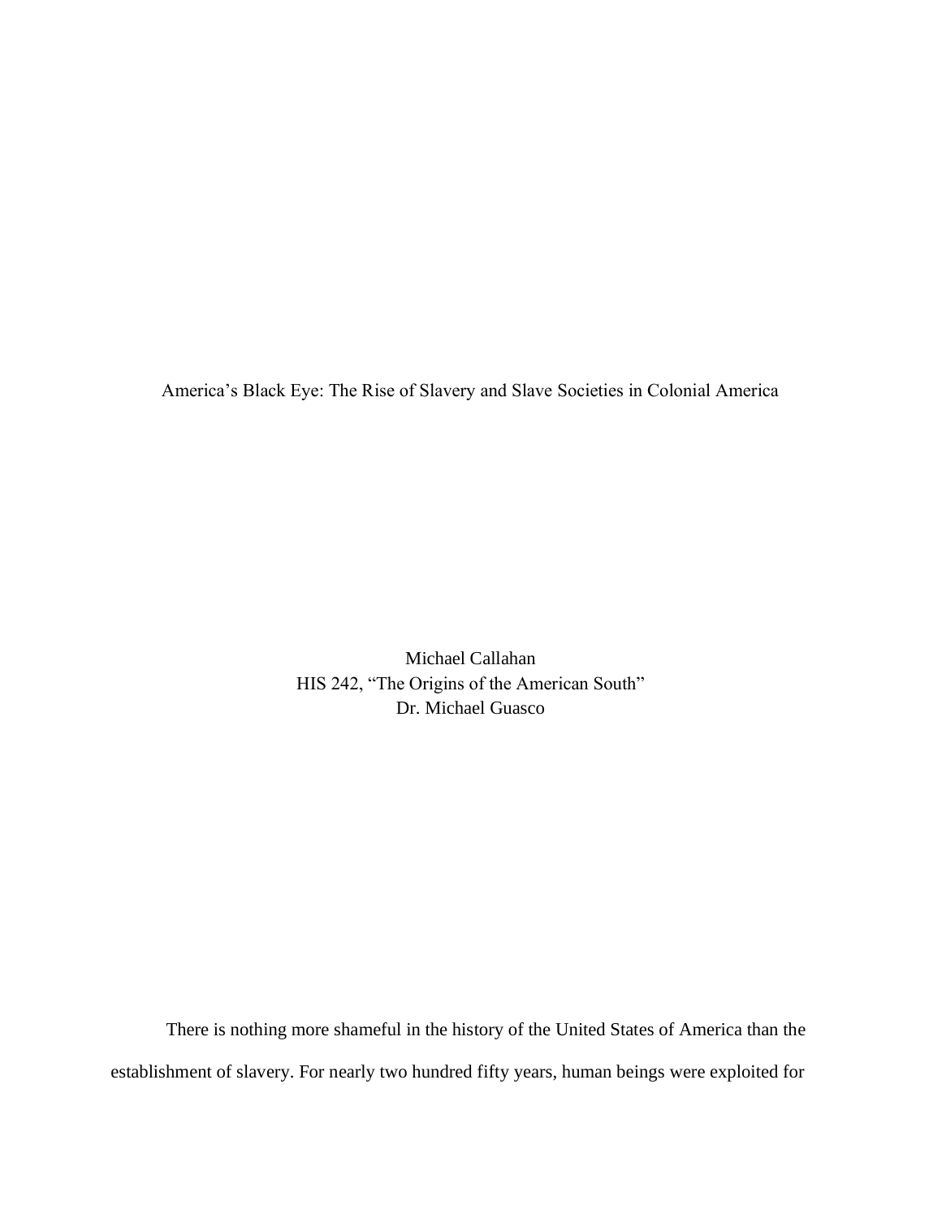# America's Black Eye: The Rise of Slavery and Slave Societies in Colonial America

Michael Callahan
HIS 242, "The Origins of the American South"
Dr. Michael Guasco

There is nothing more shameful in the history of the United States of America than the establishment of slavery. For nearly two hundred fifty years, human beings were exploited for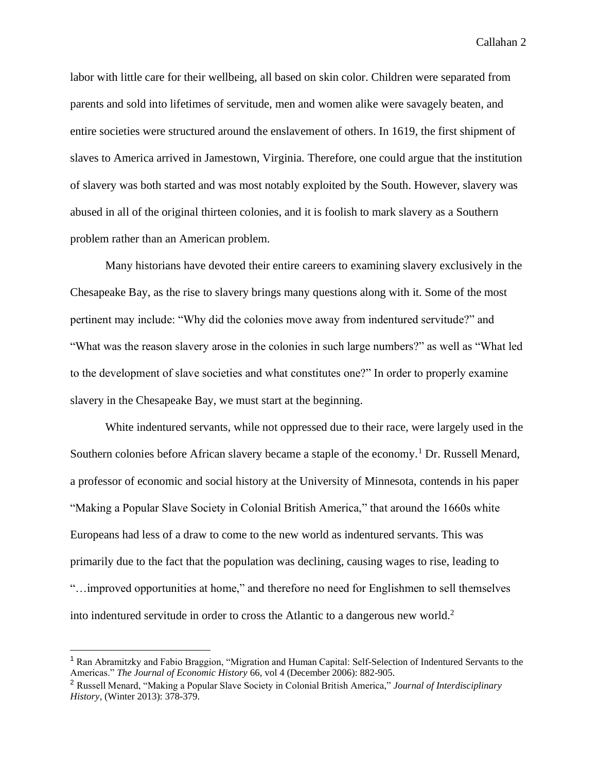labor with little care for their wellbeing, all based on skin color. Children were separated from parents and sold into lifetimes of servitude, men and women alike were savagely beaten, and entire societies were structured around the enslavement of others. In 1619, the first shipment of slaves to America arrived in Jamestown, Virginia. Therefore, one could argue that the institution of slavery was both started and was most notably exploited by the South. However, slavery was abused in all of the original thirteen colonies, and it is foolish to mark slavery as a Southern problem rather than an American problem.

Many historians have devoted their entire careers to examining slavery exclusively in the Chesapeake Bay, as the rise to slavery brings many questions along with it. Some of the most pertinent may include: "Why did the colonies move away from indentured servitude?" and "What was the reason slavery arose in the colonies in such large numbers?" as well as "What led to the development of slave societies and what constitutes one?" In order to properly examine slavery in the Chesapeake Bay, we must start at the beginning.

White indentured servants, while not oppressed due to their race, were largely used in the Southern colonies before African slavery became a staple of the economy.[1] Dr. Russell Menard, a professor of economic and social history at the University of Minnesota, contends in his paper "Making a Popular Slave Society in Colonial British America," that around the 1660s white Europeans had less of a draw to come to the new world as indentured servants. This was primarily due to the fact that the population was declining, causing wages to rise, leading to "…improved opportunities at home," and therefore no need for Englishmen to sell themselves into indentured servitude in order to cross the Atlantic to a dangerous new world.[2]

---

[1] Ran Abramitzky and Fabio Braggion, "Migration and Human Capital: Self-Selection of Indentured Servants to the Americas." *The Journal of Economic History* 66, vol 4 (December 2006): 882-905.

[2] Russell Menard, "Making a Popular Slave Society in Colonial British America," *Journal of Interdisciplinary History*, (Winter 2013): 378-379.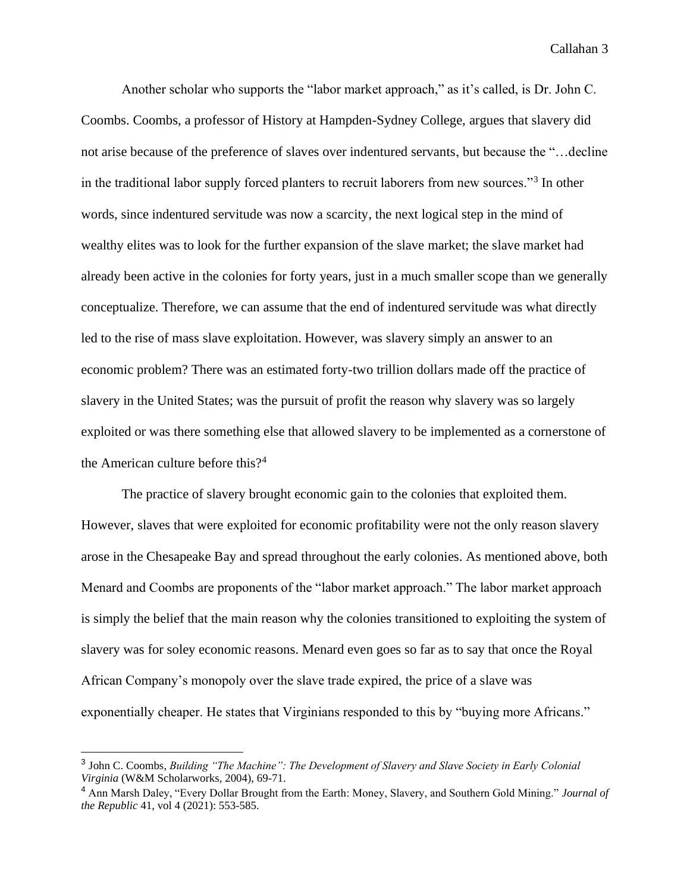Another scholar who supports the "labor market approach," as it's called, is Dr. John C. Coombs. Coombs, a professor of History at Hampden-Sydney College, argues that slavery did not arise because of the preference of slaves over indentured servants, but because the "…decline in the traditional labor supply forced planters to recruit laborers from new sources."[3] In other words, since indentured servitude was now a scarcity, the next logical step in the mind of wealthy elites was to look for the further expansion of the slave market; the slave market had already been active in the colonies for forty years, just in a much smaller scope than we generally conceptualize. Therefore, we can assume that the end of indentured servitude was what directly led to the rise of mass slave exploitation. However, was slavery simply an answer to an economic problem? There was an estimated forty-two trillion dollars made off the practice of slavery in the United States; was the pursuit of profit the reason why slavery was so largely exploited or was there something else that allowed slavery to be implemented as a cornerstone of the American culture before this?[4]

The practice of slavery brought economic gain to the colonies that exploited them. However, slaves that were exploited for economic profitability were not the only reason slavery arose in the Chesapeake Bay and spread throughout the early colonies. As mentioned above, both Menard and Coombs are proponents of the "labor market approach." The labor market approach is simply the belief that the main reason why the colonies transitioned to exploiting the system of slavery was for soley economic reasons. Menard even goes so far as to say that once the Royal African Company's monopoly over the slave trade expired, the price of a slave was exponentially cheaper. He states that Virginians responded to this by "buying more Africans."

---

[3] John C. Coombs, *Building "The Machine": The Development of Slavery and Slave Society in Early Colonial Virginia* (W&M Scholarworks, 2004), 69-71.

[4] Ann Marsh Daley, "Every Dollar Brought from the Earth: Money, Slavery, and Southern Gold Mining." *Journal of the Republic* 41, vol 4 (2021): 553-585.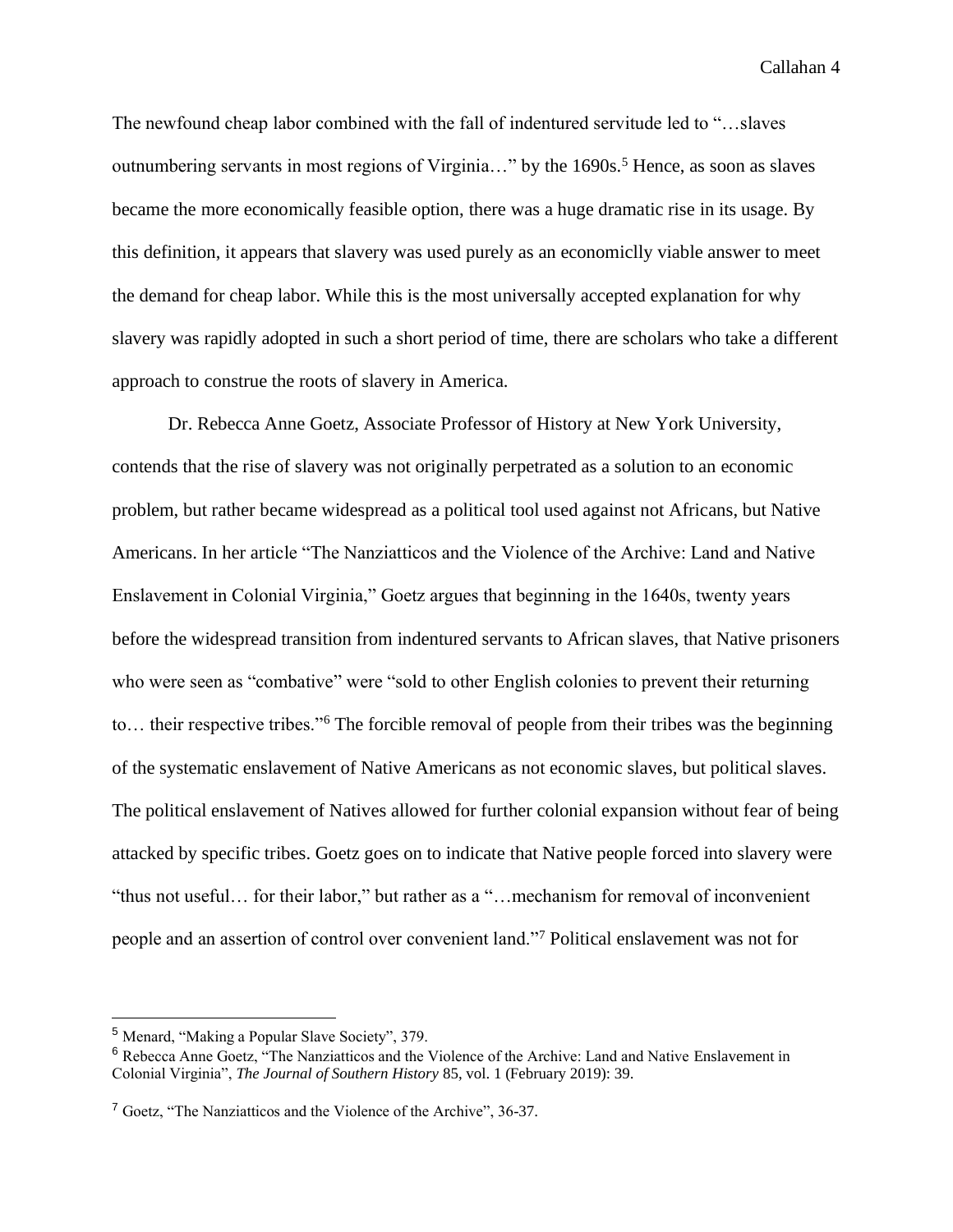The newfound cheap labor combined with the fall of indentured servitude led to "…slaves outnumbering servants in most regions of Virginia…" by the 1690s.[5] Hence, as soon as slaves became the more economically feasible option, there was a huge dramatic rise in its usage. By this definition, it appears that slavery was used purely as an economiclly viable answer to meet the demand for cheap labor. While this is the most universally accepted explanation for why slavery was rapidly adopted in such a short period of time, there are scholars who take a different approach to construe the roots of slavery in America.

Dr. Rebecca Anne Goetz, Associate Professor of History at New York University, contends that the rise of slavery was not originally perpetrated as a solution to an economic problem, but rather became widespread as a political tool used against not Africans, but Native Americans. In her article "The Nanziatticos and the Violence of the Archive: Land and Native Enslavement in Colonial Virginia," Goetz argues that beginning in the 1640s, twenty years before the widespread transition from indentured servants to African slaves, that Native prisoners who were seen as "combative" were "sold to other English colonies to prevent their returning to… their respective tribes."[6] The forcible removal of people from their tribes was the beginning of the systematic enslavement of Native Americans as not economic slaves, but political slaves. The political enslavement of Natives allowed for further colonial expansion without fear of being attacked by specific tribes. Goetz goes on to indicate that Native people forced into slavery were "thus not useful… for their labor," but rather as a "…mechanism for removal of inconvenient people and an assertion of control over convenient land."[7] Political enslavement was not for

---

[5] Menard, "Making a Popular Slave Society", 379.

[6] Rebecca Anne Goetz, "The Nanziatticos and the Violence of the Archive: Land and Native Enslavement in Colonial Virginia", *The Journal of Southern History* 85, vol. 1 (February 2019): 39.

[7] Goetz, "The Nanziatticos and the Violence of the Archive", 36-37.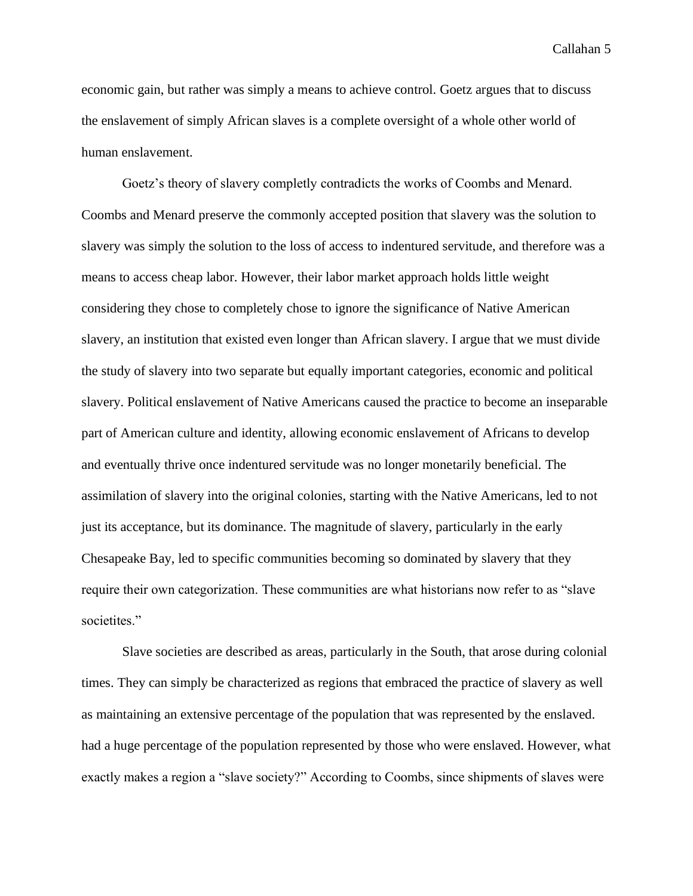economic gain, but rather was simply a means to achieve control. Goetz argues that to discuss the enslavement of simply African slaves is a complete oversight of a whole other world of human enslavement.

Goetz's theory of slavery completly contradicts the works of Coombs and Menard. Coombs and Menard preserve the commonly accepted position that slavery was the solution to slavery was simply the solution to the loss of access to indentured servitude, and therefore was a means to access cheap labor. However, their labor market approach holds little weight considering they chose to completely chose to ignore the significance of Native American slavery, an institution that existed even longer than African slavery. I argue that we must divide the study of slavery into two separate but equally important categories, economic and political slavery. Political enslavement of Native Americans caused the practice to become an inseparable part of American culture and identity, allowing economic enslavement of Africans to develop and eventually thrive once indentured servitude was no longer monetarily beneficial. The assimilation of slavery into the original colonies, starting with the Native Americans, led to not just its acceptance, but its dominance. The magnitude of slavery, particularly in the early Chesapeake Bay, led to specific communities becoming so dominated by slavery that they require their own categorization. These communities are what historians now refer to as "slave societites."

Slave societies are described as areas, particularly in the South, that arose during colonial times. They can simply be characterized as regions that embraced the practice of slavery as well as maintaining an extensive percentage of the population that was represented by the enslaved. had a huge percentage of the population represented by those who were enslaved. However, what exactly makes a region a "slave society?" According to Coombs, since shipments of slaves were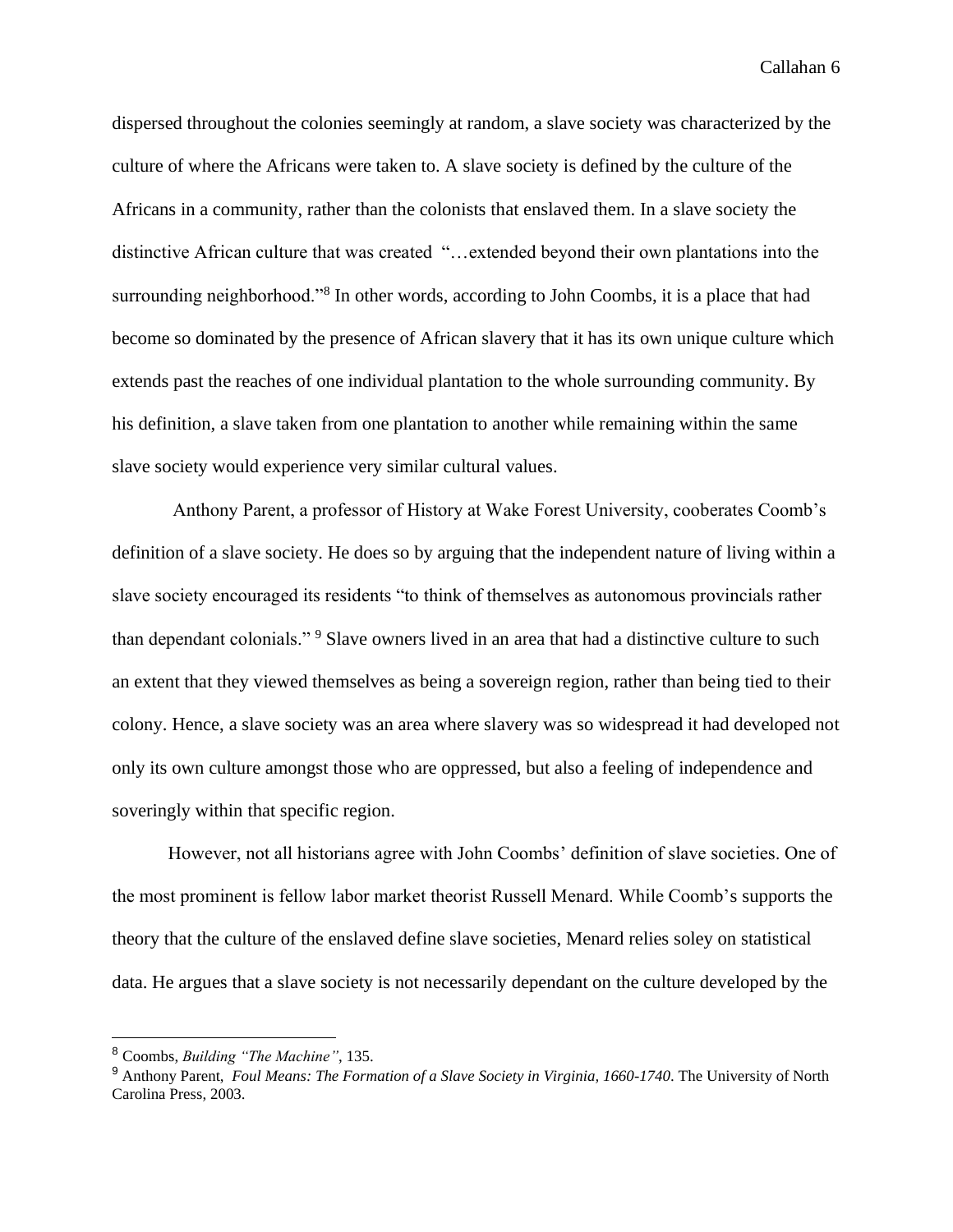dispersed throughout the colonies seemingly at random, a slave society was characterized by the culture of where the Africans were taken to. A slave society is defined by the culture of the Africans in a community, rather than the colonists that enslaved them. In a slave society the distinctive African culture that was created "…extended beyond their own plantations into the surrounding neighborhood."[8] In other words, according to John Coombs, it is a place that had become so dominated by the presence of African slavery that it has its own unique culture which extends past the reaches of one individual plantation to the whole surrounding community. By his definition, a slave taken from one plantation to another while remaining within the same slave society would experience very similar cultural values.

Anthony Parent, a professor of History at Wake Forest University, cooberates Coomb's definition of a slave society. He does so by arguing that the independent nature of living within a slave society encouraged its residents "to think of themselves as autonomous provincials rather than dependant colonials." [9] Slave owners lived in an area that had a distinctive culture to such an extent that they viewed themselves as being a sovereign region, rather than being tied to their colony. Hence, a slave society was an area where slavery was so widespread it had developed not only its own culture amongst those who are oppressed, but also a feeling of independence and soveringly within that specific region.

However, not all historians agree with John Coombs' definition of slave societies. One of the most prominent is fellow labor market theorist Russell Menard. While Coomb's supports the theory that the culture of the enslaved define slave societies, Menard relies soley on statistical data. He argues that a slave society is not necessarily dependant on the culture developed by the

---

[8] Coombs, *Building "The Machine"*, 135.

[9] Anthony Parent, *Foul Means: The Formation of a Slave Society in Virginia, 1660-1740*. The University of North Carolina Press, 2003.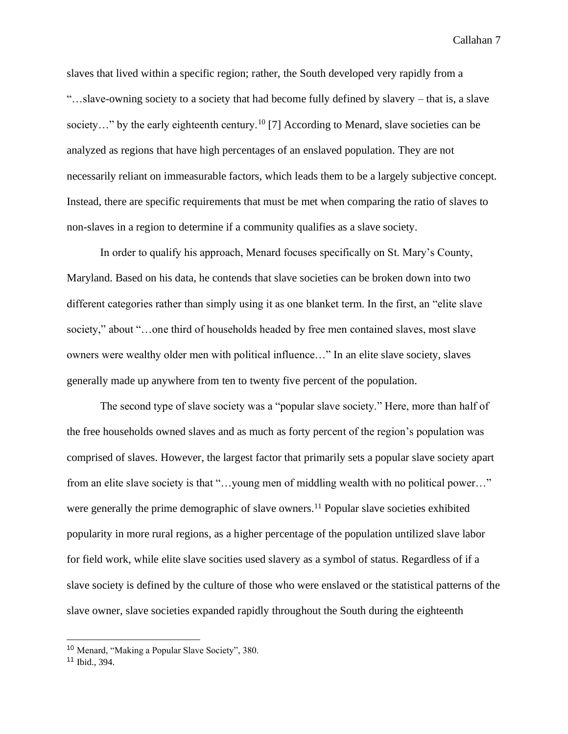slaves that lived within a specific region; rather, the South developed very rapidly from a "…slave-owning society to a society that had become fully defined by slavery – that is, a slave society…" by the early eighteenth century.[10] [7] According to Menard, slave societies can be analyzed as regions that have high percentages of an enslaved population. They are not necessarily reliant on immeasurable factors, which leads them to be a largely subjective concept. Instead, there are specific requirements that must be met when comparing the ratio of slaves to non-slaves in a region to determine if a community qualifies as a slave society.

In order to qualify his approach, Menard focuses specifically on St. Mary's County, Maryland. Based on his data, he contends that slave societies can be broken down into two different categories rather than simply using it as one blanket term. In the first, an "elite slave society," about "…one third of households headed by free men contained slaves, most slave owners were wealthy older men with political influence…" In an elite slave society, slaves generally made up anywhere from ten to twenty five percent of the population.

The second type of slave society was a "popular slave society." Here, more than half of the free households owned slaves and as much as forty percent of the region's population was comprised of slaves. However, the largest factor that primarily sets a popular slave society apart from an elite slave society is that "…young men of middling wealth with no political power…" were generally the prime demographic of slave owners.[11] Popular slave societies exhibited popularity in more rural regions, as a higher percentage of the population untilized slave labor for field work, while elite slave socities used slavery as a symbol of status. Regardless of if a slave society is defined by the culture of those who were enslaved or the statistical patterns of the slave owner, slave societies expanded rapidly throughout the South during the eighteenth

---

[10] Menard, "Making a Popular Slave Society", 380.

[11] Ibid., 394.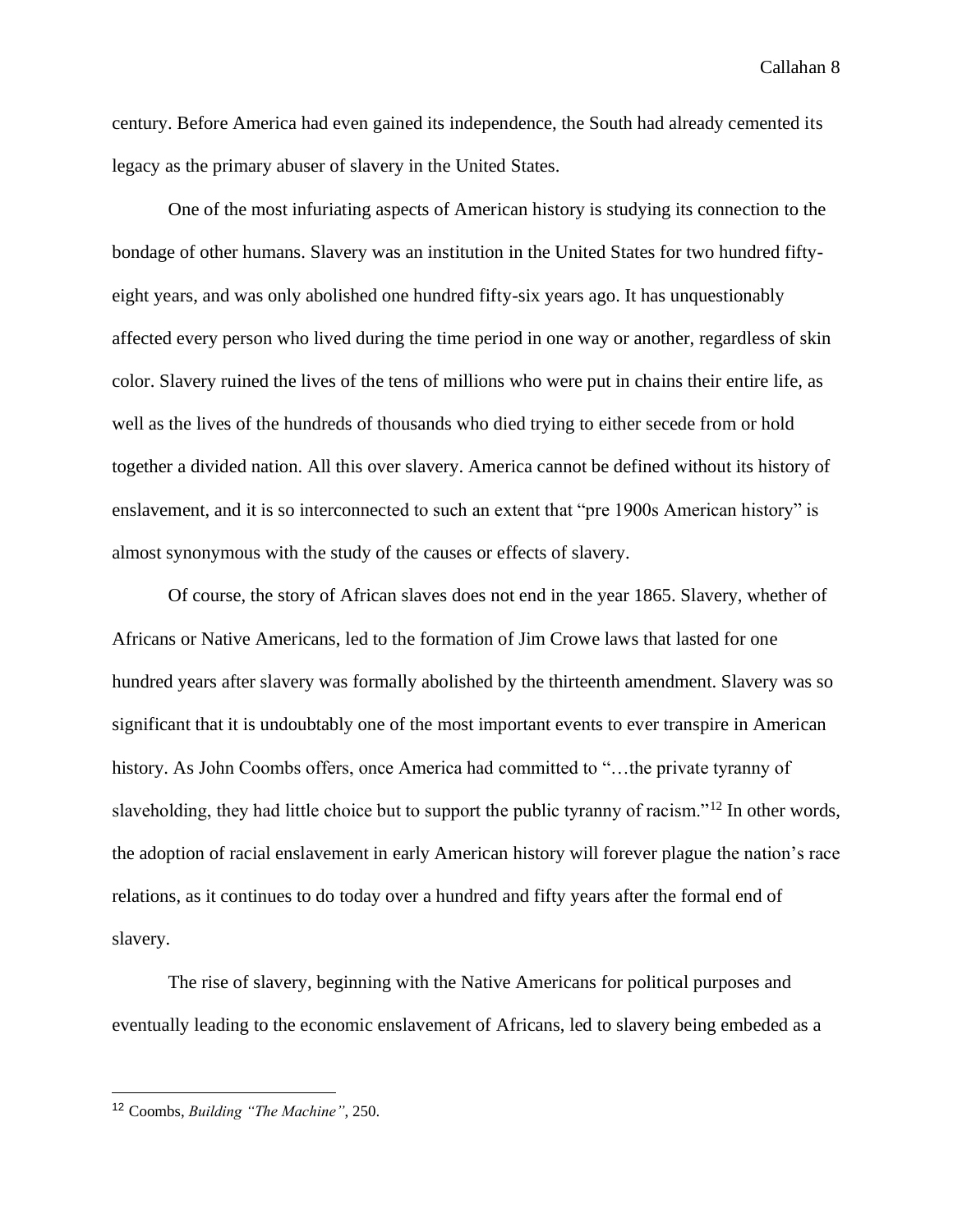century. Before America had even gained its independence, the South had already cemented its legacy as the primary abuser of slavery in the United States.

One of the most infuriating aspects of American history is studying its connection to the bondage of other humans. Slavery was an institution in the United States for two hundred fifty-eight years, and was only abolished one hundred fifty-six years ago. It has unquestionably affected every person who lived during the time period in one way or another, regardless of skin color. Slavery ruined the lives of the tens of millions who were put in chains their entire life, as well as the lives of the hundreds of thousands who died trying to either secede from or hold together a divided nation. All this over slavery. America cannot be defined without its history of enslavement, and it is so interconnected to such an extent that "pre 1900s American history" is almost synonymous with the study of the causes or effects of slavery.

Of course, the story of African slaves does not end in the year 1865. Slavery, whether of Africans or Native Americans, led to the formation of Jim Crowe laws that lasted for one hundred years after slavery was formally abolished by the thirteenth amendment. Slavery was so significant that it is undoubtably one of the most important events to ever transpire in American history. As John Coombs offers, once America had committed to "…the private tyranny of slaveholding, they had little choice but to support the public tyranny of racism."[12] In other words, the adoption of racial enslavement in early American history will forever plague the nation's race relations, as it continues to do today over a hundred and fifty years after the formal end of slavery.

The rise of slavery, beginning with the Native Americans for political purposes and eventually leading to the economic enslavement of Africans, led to slavery being embeded as a

---

[12] Coombs, *Building "The Machine"*, 250.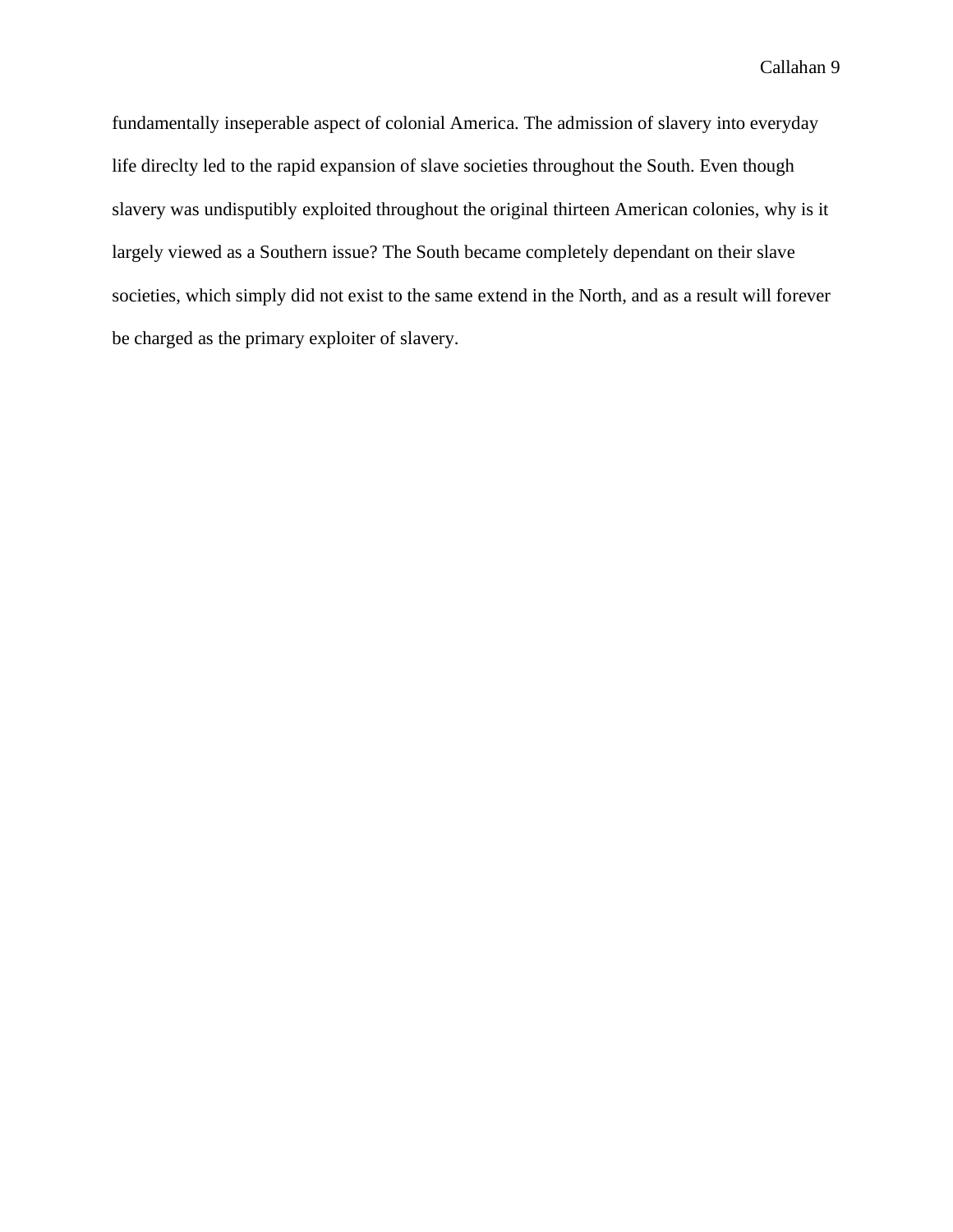fundamentally inseperable aspect of colonial America. The admission of slavery into everyday life direclty led to the rapid expansion of slave societies throughout the South. Even though slavery was undisputibly exploited throughout the original thirteen American colonies, why is it largely viewed as a Southern issue? The South became completely dependant on their slave societies, which simply did not exist to the same extend in the North, and as a result will forever be charged as the primary exploiter of slavery.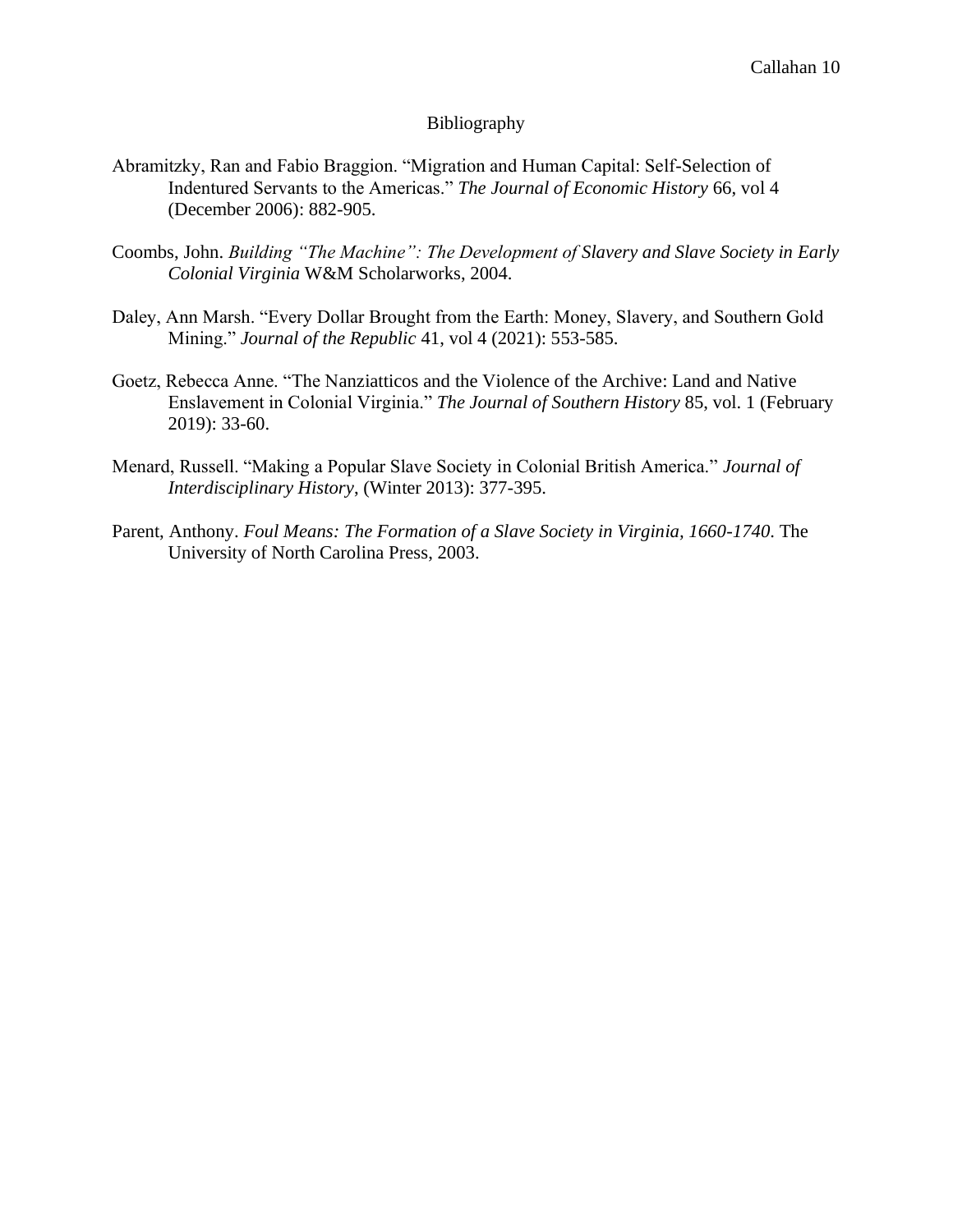# Bibliography

Abramitzky, Ran and Fabio Braggion. "Migration and Human Capital: Self-Selection of Indentured Servants to the Americas." *The Journal of Economic History* 66, vol 4 (December 2006): 882-905.

Coombs, John. *Building "The Machine": The Development of Slavery and Slave Society in Early Colonial Virginia* W&M Scholarworks, 2004.

Daley, Ann Marsh. "Every Dollar Brought from the Earth: Money, Slavery, and Southern Gold Mining." *Journal of the Republic* 41, vol 4 (2021): 553-585.

Goetz, Rebecca Anne. "The Nanziatticos and the Violence of the Archive: Land and Native Enslavement in Colonial Virginia." *The Journal of Southern History* 85, vol. 1 (February 2019): 33-60.

Menard, Russell. "Making a Popular Slave Society in Colonial British America." *Journal of Interdisciplinary History*, (Winter 2013): 377-395.

Parent, Anthony. *Foul Means: The Formation of a Slave Society in Virginia, 1660-1740*. The University of North Carolina Press, 2003.